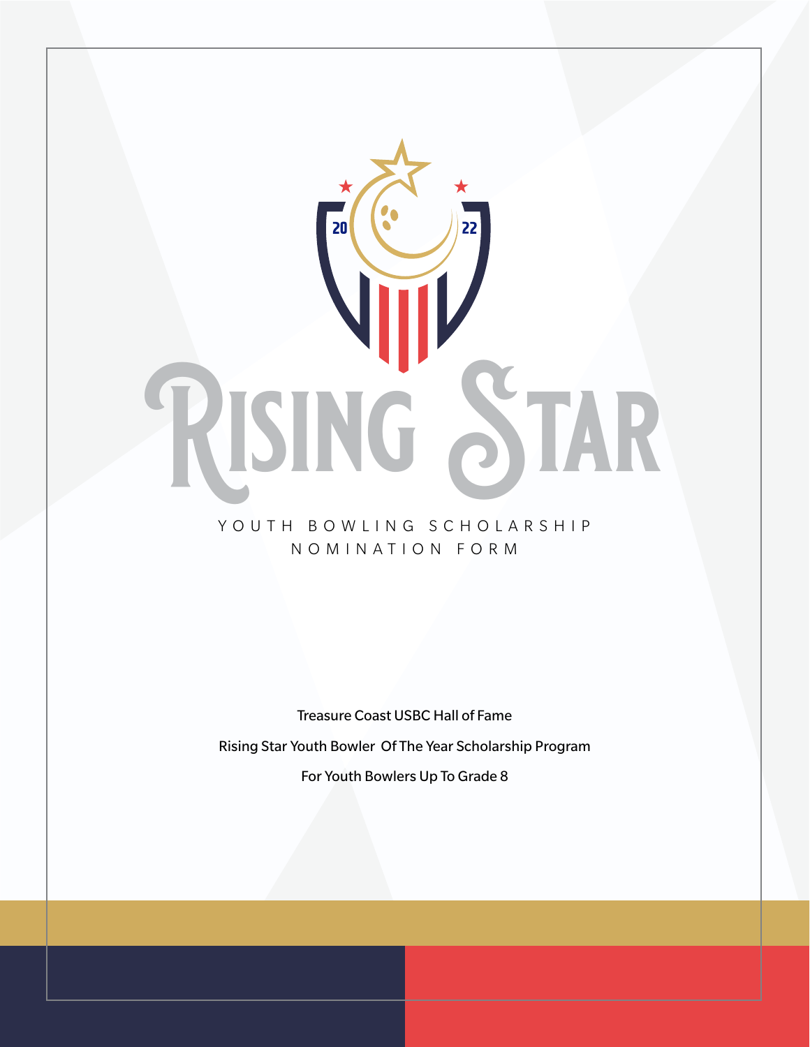# RISING STAR

## YOUTH BOWLING SCHOLARSHIP NOMINATION FORM

Treasure Coast USBC Hall of Fame

Rising Star Youth Bowler Of The Year Scholarship Program

For Youth Bowlers Up To Grade 8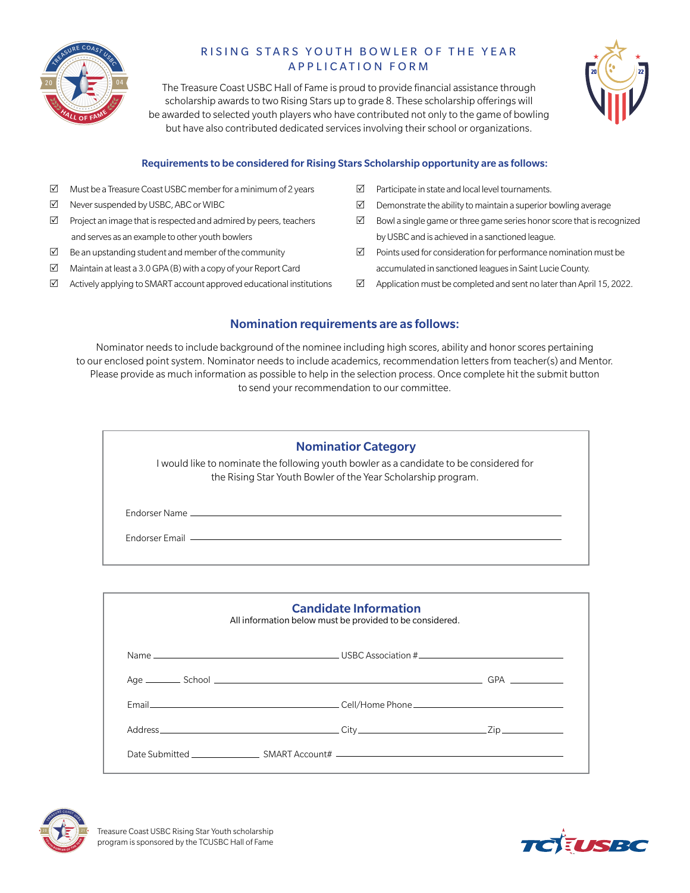# RISING STARS YOUTH BOWLER OF THE YEAR APPLICATION FORM

The Treasure Coast USBC Hall of Fame is proud to provide financial assistance through scholarship awards to two Rising Stars up to grade 8. These scholarship offerings will be awarded to selected youth players who have contributed not only to the game of bowling but have also contributed dedicated services involving their school or organizations.

### Requirements to be considered for Rising Stars Scholarship opportunity are as follows:

- ☑ Must be a Treasure Coast USBC member for a minimum of 2 years
- ☑ Never suspended by USBC, ABC or WIBC
- ☑ Project an image that is respected and admired by peers, teachers and serves as an example to other youth bowlers
- ☑ Be an upstanding student and member of the community
- ☑ Maintain at least a 3.0 GPA (B) with a copy of your Report Card
- ☑ Actively applying to SMART account approved educational institutions
- ☑ Participate in state and local level tournaments.
- ☑ Demonstrate the ability to maintain a superior bowling average
- ☑ Bowl a single game or three game series honor score that is recognized by USBC and is achieved in a sanctioned league.
- ☑ Points used for consideration for performance nomination must be accumulated in sanctioned leagues in Saint Lucie County.
- ☑ Application must be completed and sent no later than April 15, 2022.

## Nomination requirements are as follows:

Nominator needs to include background of the nominee including high scores, ability and honor scores pertaining to our enclosed point system. Nominator needs to include academics, recommendation letters from teacher(s) and Mentor. Please provide as much information as possible to help in the selection process. Once complete hit the submit button to send your recommendation to our committee.

### Nominatior Category

I would like to nominate the following youth bowler as a candidate to be considered for the Rising Star Youth Bowler of the Year Scholarship program.

Endorser Name ______________________________

Endorser Email ______________________________

### Candidate Information

All information below must be provided to be considered.

Name ____________________ USBC Association # ____________________

Age ______ School ______________________________ GPA __________

Email ____________________ Cell/Home Phone ____________________

Address ____________________ City ____________________ Zip __________

Date Submitted ______________ SMART Account# ____________________

Treasure Coast USBC Rising Star Youth scholarship program is sponsored by the TCUSBC Hall of Fame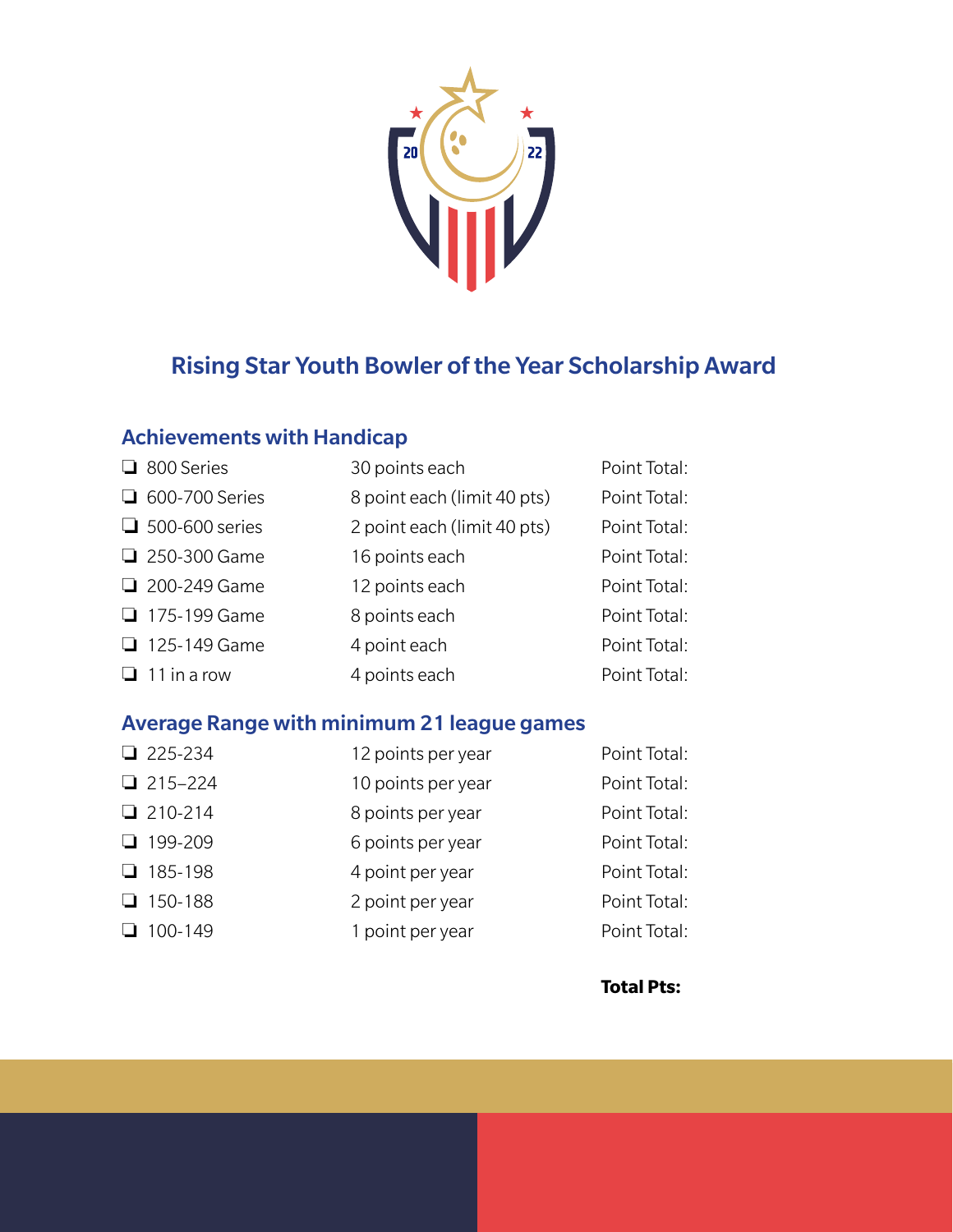## Rising Star Youth Bowler of the Year Scholarship Award

### Achievements with Handicap

| | | |
|---|---|---|
| ❏ 800 Series | 30 points each | Point Total: |
| ❏ 600-700 Series | 8 point each (limit 40 pts) | Point Total: |
| ❏ 500-600 series | 2 point each (limit 40 pts) | Point Total: |
| ❏ 250-300 Game | 16 points each | Point Total: |
| ❏ 200-249 Game | 12 points each | Point Total: |
| ❏ 175-199 Game | 8 points each | Point Total: |
| ❏ 125-149 Game | 4 point each | Point Total: |
| ❏ 11 in a row | 4 points each | Point Total: |

### Average Range with minimum 21 league games

| | | |
|---|---|---|
| ❏ 225-234 | 12 points per year | Point Total: |
| ❏ 215–224 | 10 points per year | Point Total: |
| ❏ 210-214 | 8 points per year | Point Total: |
| ❏ 199-209 | 6 points per year | Point Total: |
| ❏ 185-198 | 4 point per year | Point Total: |
| ❏ 150-188 | 2 point per year | Point Total: |
| ❏ 100-149 | 1 point per year | Point Total: |

**Total Pts:**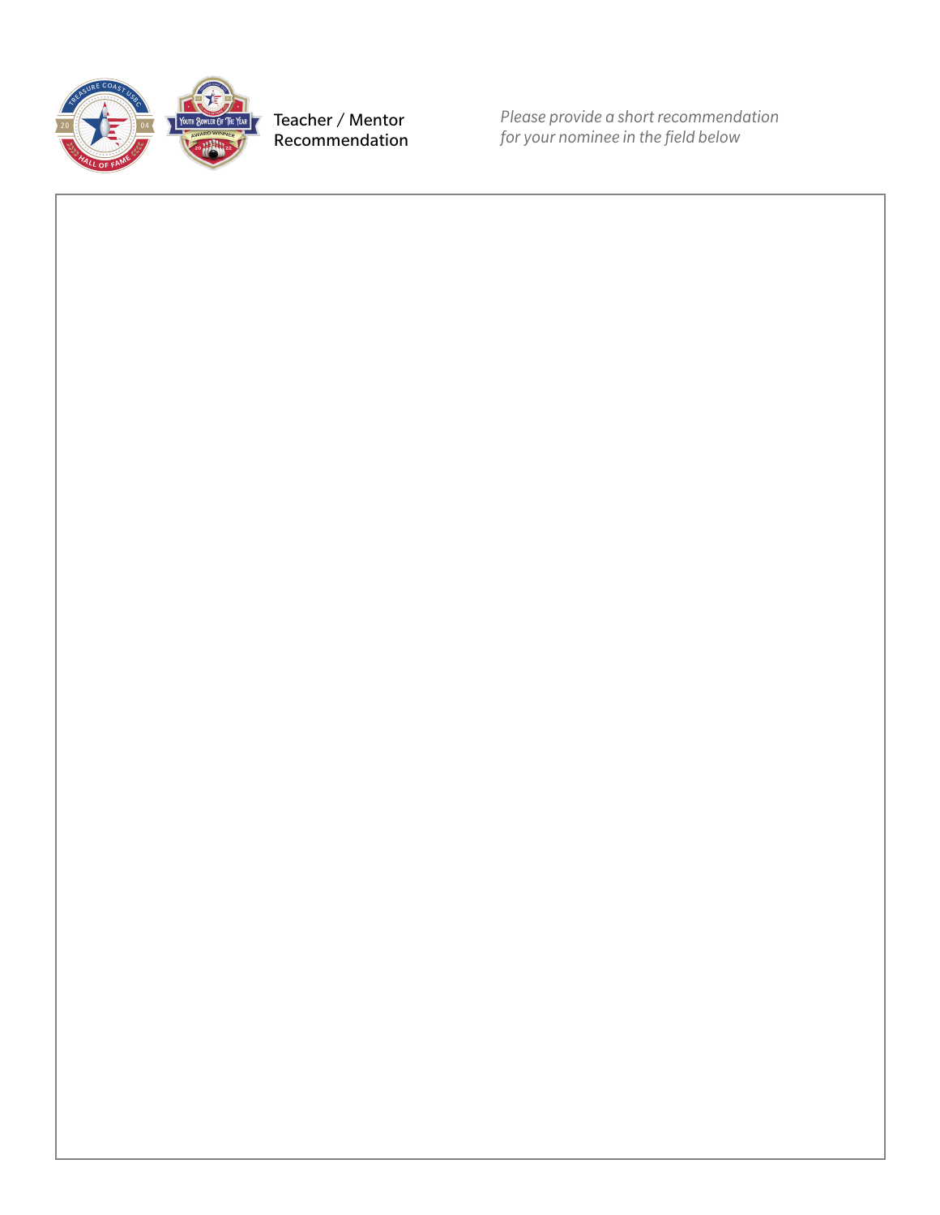## Teacher / Mentor Recommendation

*Please provide a short recommendation for your nominee in the field below*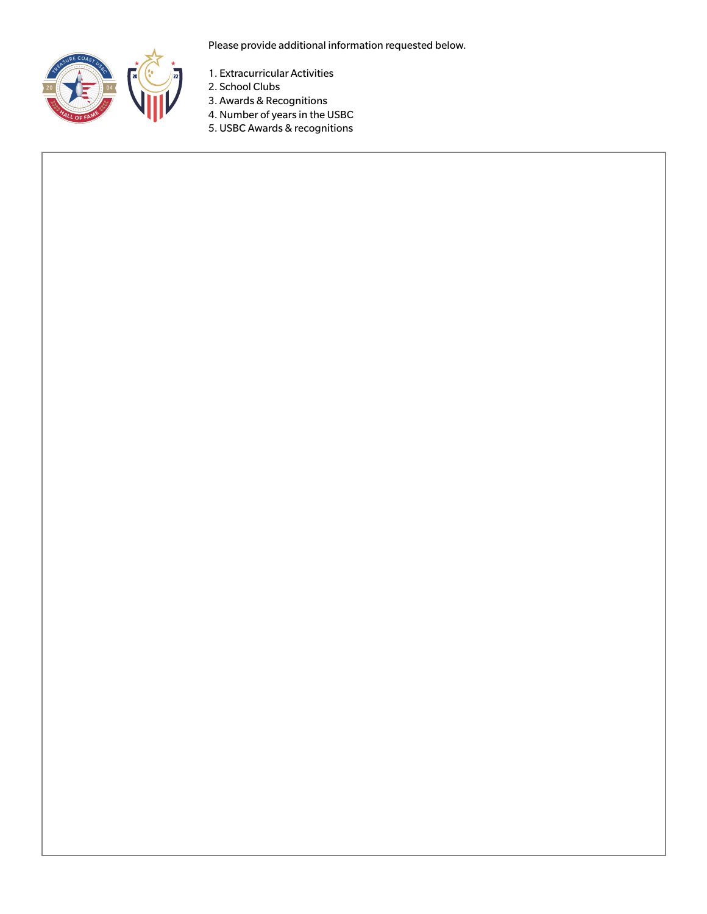Please provide additional information requested below.

1. Extracurricular Activities
2. School Clubs
3. Awards & Recognitions
4. Number of years in the USBC
5. USBC Awards & recognitions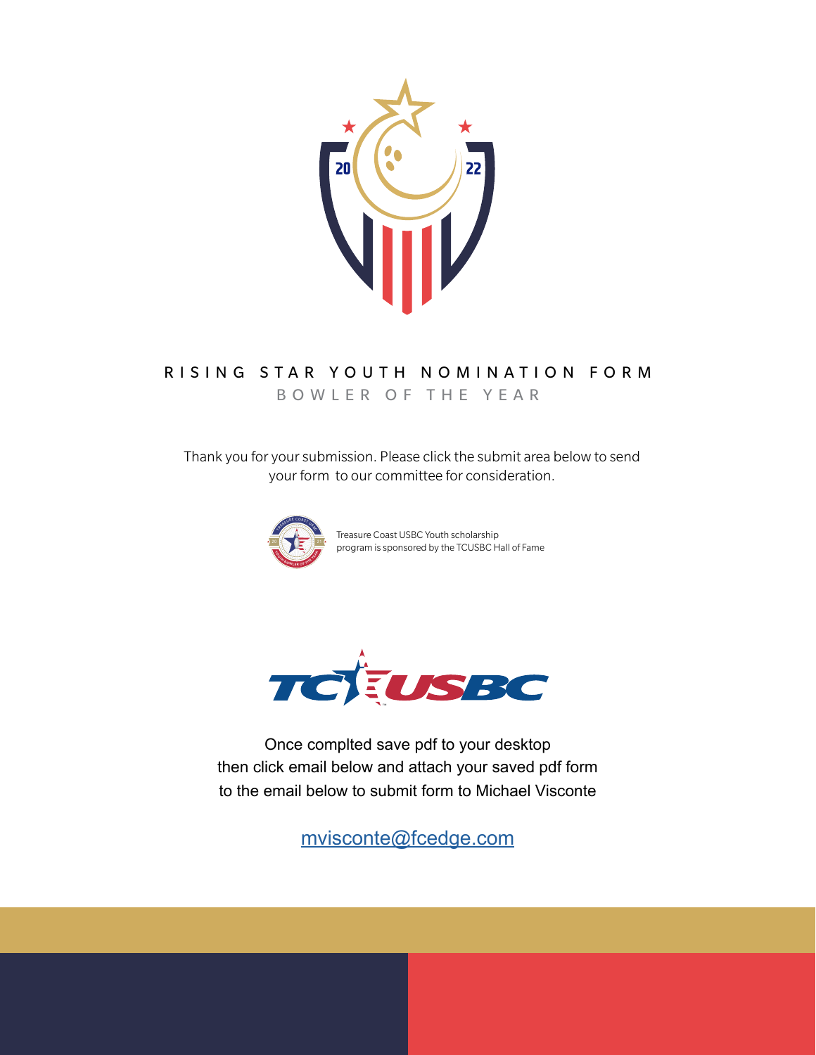# RISING STAR YOUTH NOMINATION FORM

## BOWLER OF THE YEAR

Thank you for your submission. Please click the submit area below to send your form to our committee for consideration.

Treasure Coast USBC Youth scholarship program is sponsored by the TCUSBC Hall of Fame

Once complted save pdf to your desktop then click email below and attach your saved pdf form to the email below to submit form to Michael Visconte

mvisconte@fcedge.com